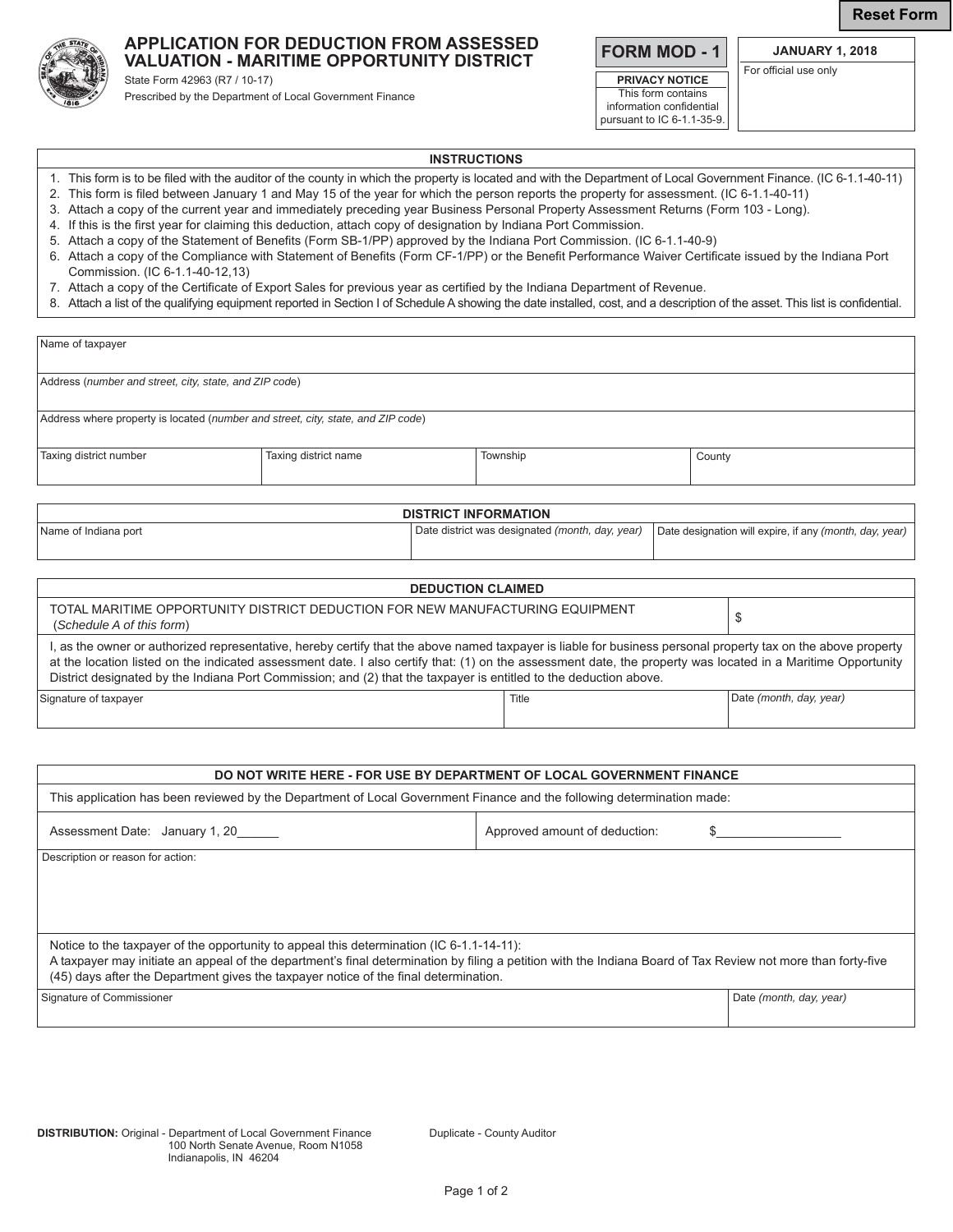Reset Form

# APPLICATION FOR DEDUCTION FROM ASSESSED VALUATION - MARITIME OPPORTUNITY DISTRICT

State Form 42963 (R7 / 10-17)
Prescribed by the Department of Local Government Finance

**FORM MOD - 1**

**PRIVACY NOTICE**
This form contains information confidential pursuant to IC 6-1.1-35-9.

**JANUARY 1, 2018**
For official use only

## INSTRUCTIONS

1. This form is to be filed with the auditor of the county in which the property is located and with the Department of Local Government Finance. (IC 6-1.1-40-11)
2. This form is filed between January 1 and May 15 of the year for which the person reports the property for assessment. (IC 6-1.1-40-11)
3. Attach a copy of the current year and immediately preceding year Business Personal Property Assessment Returns (Form 103 - Long).
4. If this is the first year for claiming this deduction, attach copy of designation by Indiana Port Commission.
5. Attach a copy of the Statement of Benefits (Form SB-1/PP) approved by the Indiana Port Commission. (IC 6-1.1-40-9)
6. Attach a copy of the Compliance with Statement of Benefits (Form CF-1/PP) or the Benefit Performance Waiver Certificate issued by the Indiana Port Commission. (IC 6-1.1-40-12,13)
7. Attach a copy of the Certificate of Export Sales for previous year as certified by the Indiana Department of Revenue.
8. Attach a list of the qualifying equipment reported in Section I of Schedule A showing the date installed, cost, and a description of the asset. This list is confidential.

| Name of taxpayer | | | |
|---|---|---|---|
| Address (*number and street, city, state, and ZIP code*) | | | |
| Address where property is located (*number and street, city, state, and ZIP code*) | | | |
| Taxing district number | Taxing district name | Township | County |

## DISTRICT INFORMATION

| Name of Indiana port | Date district was designated *(month, day, year)* | Date designation will expire, if any *(month, day, year)* |
|---|---|---|
| | | |

## DEDUCTION CLAIMED

| TOTAL MARITIME OPPORTUNITY DISTRICT DEDUCTION FOR NEW MANUFACTURING EQUIPMENT (*Schedule A of this form*) | $ |
|---|---|

I, as the owner or authorized representative, hereby certify that the above named taxpayer is liable for business personal property tax on the above property at the location listed on the indicated assessment date. I also certify that: (1) on the assessment date, the property was located in a Maritime Opportunity District designated by the Indiana Port Commission; and (2) that the taxpayer is entitled to the deduction above.

| Signature of taxpayer | Title | Date *(month, day, year)* |
|---|---|---|
| | | |

## DO NOT WRITE HERE - FOR USE BY DEPARTMENT OF LOCAL GOVERNMENT FINANCE

This application has been reviewed by the Department of Local Government Finance and the following determination made:

| Assessment Date: January 1, 20\_\_\_\_\_\_ | Approved amount of deduction: $\_\_\_\_\_\_\_\_\_\_\_\_\_\_\_\_\_\_ |
|---|---|

Description or reason for action:

Notice to the taxpayer of the opportunity to appeal this determination (IC 6-1.1-14-11):
A taxpayer may initiate an appeal of the department's final determination by filing a petition with the Indiana Board of Tax Review not more than forty-five (45) days after the Department gives the taxpayer notice of the final determination.

| Signature of Commissioner | Date *(month, day, year)* |
|---|---|
| | |

**DISTRIBUTION:** Original - Department of Local Government Finance
100 North Senate Avenue, Room N1058
Indianapolis, IN 46204

Duplicate - County Auditor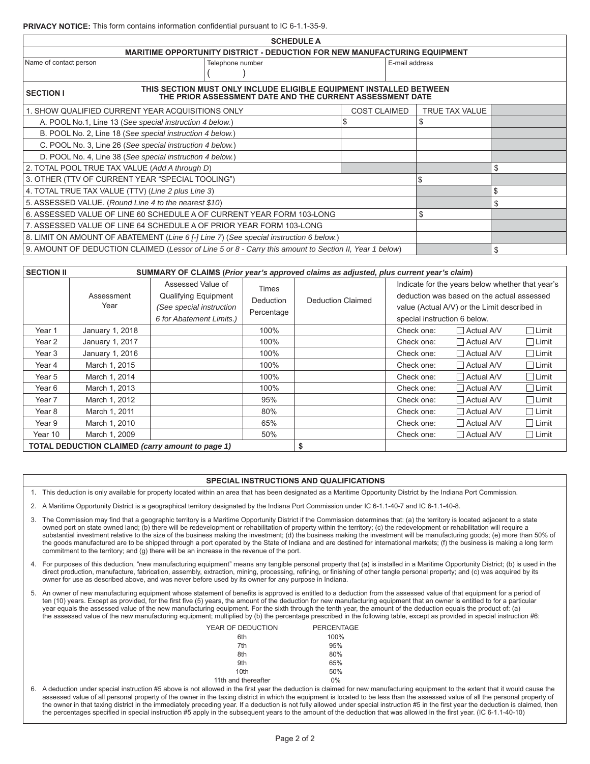**PRIVACY NOTICE:** This form contains information confidential pursuant to IC 6-1.1-35-9.

## SCHEDULE A

### MARITIME OPPORTUNITY DISTRICT - DEDUCTION FOR NEW MANUFACTURING EQUIPMENT

| Name of contact person | Telephone number | E-mail address |
|---|---|---|
| | ( ) | |

**SECTION I** — **THIS SECTION MUST ONLY INCLUDE ELIGIBLE EQUIPMENT INSTALLED BETWEEN THE PRIOR ASSESSMENT DATE AND THE CURRENT ASSESSMENT DATE**

| 1. SHOW QUALIFIED CURRENT YEAR ACQUISITIONS ONLY | COST CLAIMED | TRUE TAX VALUE | |
|---|---|---|---|
| A. POOL No.1, Line 13 (*See special instruction 4 below.*) | $ | $ | |
| B. POOL No. 2, Line 18 (*See special instruction 4 below.*) | | | |
| C. POOL No. 3, Line 26 (*See special instruction 4 below.*) | | | |
| D. POOL No. 4, Line 38 (*See special instruction 4 below.*) | | | |
| 2. TOTAL POOL TRUE TAX VALUE (*Add A through D*) | | | $ |
| 3. OTHER (TTV OF CURRENT YEAR "SPECIAL TOOLING") | | $ | |
| 4. TOTAL TRUE TAX VALUE (TTV) (*Line 2 plus Line 3*) | | | $ |
| 5. ASSESSED VALUE. (*Round Line 4 to the nearest $10*) | | | $ |
| 6. ASSESSED VALUE OF LINE 60 SCHEDULE A OF CURRENT YEAR FORM 103-LONG | | $ | |
| 7. ASSESSED VALUE OF LINE 64 SCHEDULE A OF PRIOR YEAR FORM 103-LONG | | | |
| 8. LIMIT ON AMOUNT OF ABATEMENT (*Line 6 [-] Line 7*) (*See special instruction 6 below.*) | | | |
| 9. AMOUNT OF DEDUCTION CLAIMED (*Lessor of Line 5 or 8 - Carry this amount to Section II, Year 1 below*) | | | $ |

**SECTION II** — **SUMMARY OF CLAIMS (*Prior year's approved claims as adjusted, plus current year's claim*)**

| | Assessment Year | Assessed Value of Qualifying Equipment (*See special instruction 6 for Abatement Limits.*) | Times Deduction Percentage | Deduction Claimed | Indicate for the years below whether that year's deduction was based on the actual assessed value (Actual A/V) or the Limit described in special instruction 6 below. |
|---|---|---|---|---|---|
| Year 1 | January 1, 2018 | | 100% | | Check one: ☐ Actual A/V ☐ Limit |
| Year 2 | January 1, 2017 | | 100% | | Check one: ☐ Actual A/V ☐ Limit |
| Year 3 | January 1, 2016 | | 100% | | Check one: ☐ Actual A/V ☐ Limit |
| Year 4 | March 1, 2015 | | 100% | | Check one: ☐ Actual A/V ☐ Limit |
| Year 5 | March 1, 2014 | | 100% | | Check one: ☐ Actual A/V ☐ Limit |
| Year 6 | March 1, 2013 | | 100% | | Check one: ☐ Actual A/V ☐ Limit |
| Year 7 | March 1, 2012 | | 95% | | Check one: ☐ Actual A/V ☐ Limit |
| Year 8 | March 1, 2011 | | 80% | | Check one: ☐ Actual A/V ☐ Limit |
| Year 9 | March 1, 2010 | | 65% | | Check one: ☐ Actual A/V ☐ Limit |
| Year 10 | March 1, 2009 | | 50% | | Check one: ☐ Actual A/V ☐ Limit |
| **TOTAL DEDUCTION CLAIMED *(carry amount to page 1)*** | | | | **$** | |

### SPECIAL INSTRUCTIONS AND QUALIFICATIONS

1. This deduction is only available for property located within an area that has been designated as a Maritime Opportunity District by the Indiana Port Commission.
2. A Maritime Opportunity District is a geographical territory designated by the Indiana Port Commission under IC 6-1.1-40-7 and IC 6-1.1-40-8.
3. The Commission may find that a geographic territory is a Maritime Opportunity District if the Commission determines that: (a) the territory is located adjacent to a state owned port on state owned land; (b) there will be redevelopment or rehabilitation of property within the territory; (c) the redevelopment or rehabilitation will require a substantial investment relative to the size of the business making the investment; (d) the business making the investment will be manufacturing goods; (e) more than 50% of the goods manufactured are to be shipped through a port operated by the State of Indiana and are destined for international markets; (f) the business is making a long term commitment to the territory; and (g) there will be an increase in the revenue of the port.
4. For purposes of this deduction, "new manufacturing equipment" means any tangible personal property that (a) is installed in a Maritime Opportunity District; (b) is used in the direct production, manufacture, fabrication, assembly, extraction, mining, processing, refining, or finishing of other tangle personal property; and (c) was acquired by its owner for use as described above, and was never before used by its owner for any purpose in Indiana.
5. An owner of new manufacturing equipment whose statement of benefits is approved is entitled to a deduction from the assessed value of that equipment for a period of ten (10) years. Except as provided, for the first five (5) years, the amount of the deduction for new manufacturing equipment that an owner is entitled to for a particular year equals the assessed value of the new manufacturing equipment. For the sixth through the tenth year, the amount of the deduction equals the product of: (a) the assessed value of the new manufacturing equipment; multiplied by (b) the percentage prescribed in the following table, except as provided in special instruction #6:

| YEAR OF DEDUCTION | PERCENTAGE |
|---|---|
| 6th | 100% |
| 7th | 95% |
| 8th | 80% |
| 9th | 65% |
| 10th | 50% |
| 11th and thereafter | 0% |

6. A deduction under special instruction #5 above is not allowed in the first year the deduction is claimed for new manufacturing equipment to the extent that it would cause the assessed value of all personal property of the owner in the taxing district in which the equipment is located to be less than the assessed value of all the personal property of the owner in that taxing district in the immediately preceding year. If a deduction is not fully allowed under special instruction #5 in the first year the deduction is claimed, then the percentages specified in special instruction #5 apply in the subsequent years to the amount of the deduction that was allowed in the first year. (IC 6-1.1-40-10)